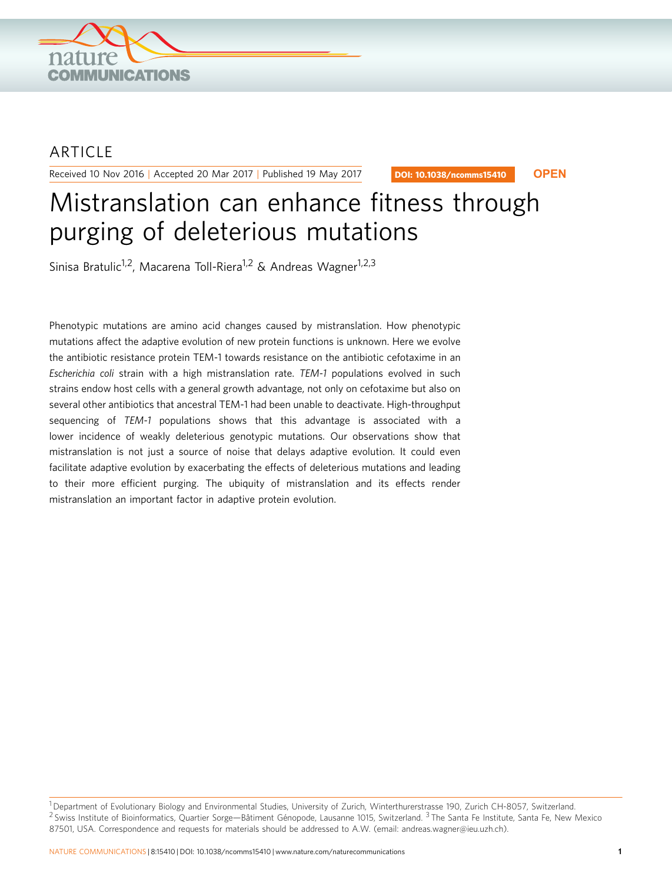ARTICLE

Received 10 Nov 2016 | Accepted 20 Mar 2017 | Published 19 May 2017

DOI: 10.1038/ncomms15410 **OPEN**

# Mistranslation can enhance fitness through purging of deleterious mutations

Sinisa Bratulic[1,2], Macarena Toll-Riera[1,2] & Andreas Wagner[1,2,3]

Phenotypic mutations are amino acid changes caused by mistranslation. How phenotypic mutations affect the adaptive evolution of new protein functions is unknown. Here we evolve the antibiotic resistance protein TEM-1 towards resistance on the antibiotic cefotaxime in an *Escherichia coli* strain with a high mistranslation rate. *TEM-1* populations evolved in such strains endow host cells with a general growth advantage, not only on cefotaxime but also on several other antibiotics that ancestral TEM-1 had been unable to deactivate. High-throughput sequencing of *TEM-1* populations shows that this advantage is associated with a lower incidence of weakly deleterious genotypic mutations. Our observations show that mistranslation is not just a source of noise that delays adaptive evolution. It could even facilitate adaptive evolution by exacerbating the effects of deleterious mutations and leading to their more efficient purging. The ubiquity of mistranslation and its effects render mistranslation an important factor in adaptive protein evolution.

[1] Department of Evolutionary Biology and Environmental Studies, University of Zurich, Winterthurerstrasse 190, Zurich CH-8057, Switzerland. [2] Swiss Institute of Bioinformatics, Quartier Sorge—Bâtiment Génopode, Lausanne 1015, Switzerland. [3] The Santa Fe Institute, Santa Fe, New Mexico 87501, USA. Correspondence and requests for materials should be addressed to A.W. (email: andreas.wagner@ieu.uzh.ch).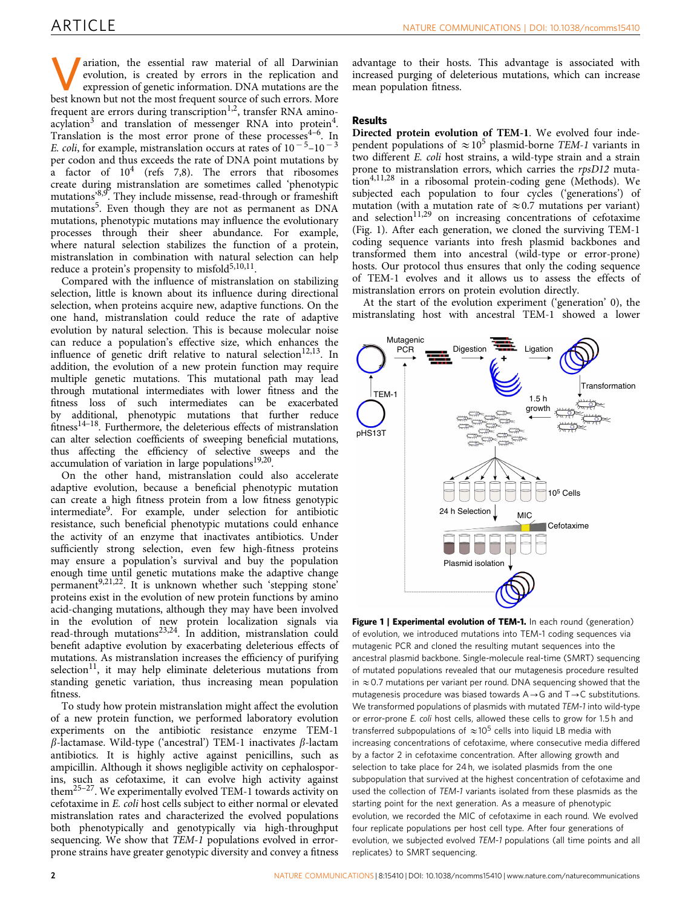Variation, the essential raw material of all Darwinian evolution, is created by errors in the replication and expression of genetic information. DNA mutations are the best known but not the most frequent source of such errors. More frequent are errors during transcription[1,2], transfer RNA aminoacylation[3] and translation of messenger RNA into protein[4]. Translation is the most error prone of these processes[4–6]. In *E. coli*, for example, mistranslation occurs at rates of $10^{-5}$–$10^{-3}$ per codon and thus exceeds the rate of DNA point mutations by a factor of $10^4$ (refs 7,8). The errors that ribosomes create during mistranslation are sometimes called 'phenotypic mutations'[8,9]. They include missense, read-through or frameshift mutations[5]. Even though they are not as permanent as DNA mutations, phenotypic mutations may influence the evolutionary processes through their sheer abundance. For example, where natural selection stabilizes the function of a protein, mistranslation in combination with natural selection can help reduce a protein's propensity to misfold[5,10,11].

Compared with the influence of mistranslation on stabilizing selection, little is known about its influence during directional selection, when proteins acquire new, adaptive functions. On the one hand, mistranslation could reduce the rate of adaptive evolution by natural selection. This is because molecular noise can reduce a population's effective size, which enhances the influence of genetic drift relative to natural selection[12,13]. In addition, the evolution of a new protein function may require multiple genetic mutations. This mutational path may lead through mutational intermediates with lower fitness and the fitness loss of such intermediates can be exacerbated by additional, phenotypic mutations that further reduce fitness[14–18]. Furthermore, the deleterious effects of mistranslation can alter selection coefficients of sweeping beneficial mutations, thus affecting the efficiency of selective sweeps and the accumulation of variation in large populations[19,20].

On the other hand, mistranslation could also accelerate adaptive evolution, because a beneficial phenotypic mutation can create a high fitness protein from a low fitness genotypic intermediate[9]. For example, under selection for antibiotic resistance, such beneficial phenotypic mutations could enhance the activity of an enzyme that inactivates antibiotics. Under sufficiently strong selection, even few high-fitness proteins may ensure a population's survival and buy the population enough time until genetic mutations make the adaptive change permanent[9,21,22]. It is unknown whether such 'stepping stone' proteins exist in the evolution of new protein functions by amino acid-changing mutations, although they may have been involved in the evolution of new protein localization signals via read-through mutations[23,24]. In addition, mistranslation could benefit adaptive evolution by exacerbating deleterious effects of mutations. As mistranslation increases the efficiency of purifying selection[11], it may help eliminate deleterious mutations from standing genetic variation, thus increasing mean population fitness.

To study how protein mistranslation might affect the evolution of a new protein function, we performed laboratory evolution experiments on the antibiotic resistance enzyme TEM-1 $\beta$-lactamase. Wild-type ('ancestral') TEM-1 inactivates $\beta$-lactam antibiotics. It is highly active against penicillins, such as ampicillin. Although it shows negligible activity on cephalosporins, such as cefotaxime, it can evolve high activity against them[25–27]. We experimentally evolved TEM-1 towards activity on cefotaxime in *E. coli* host cells subject to either normal or elevated mistranslation rates and characterized the evolved populations both phenotypically and genotypically via high-throughput sequencing. We show that *TEM-1* populations evolved in error-prone strains have greater genotypic diversity and convey a fitness advantage to their hosts. This advantage is associated with increased purging of deleterious mutations, which can increase mean population fitness.

## Results

**Directed protein evolution of TEM-1.** We evolved four independent populations of $\approx 10^5$ plasmid-borne *TEM-1* variants in two different *E. coli* host strains, a wild-type strain and a strain prone to mistranslation errors, which carries the *rpsD12* mutation[4,11,28] in a ribosomal protein-coding gene (Methods). We subjected each population to four cycles ('generations') of mutation (with a mutation rate of $\approx 0.7$ mutations per variant) and selection[11,29] on increasing concentrations of cefotaxime (Fig. 1). After each generation, we cloned the surviving TEM-1 coding sequence variants into fresh plasmid backbones and transformed them into ancestral (wild-type or error-prone) hosts. Our protocol thus ensures that only the coding sequence of TEM-1 evolves and it allows us to assess the effects of mistranslation errors on protein evolution directly.

At the start of the evolution experiment ('generation' 0), the mistranslating host with ancestral TEM-1 showed a lower

**Figure 1 | Experimental evolution of TEM-1.** In each round (generation) of evolution, we introduced mutations into TEM-1 coding sequences via mutagenic PCR and cloned the resulting mutant sequences into the ancestral plasmid backbone. Single-molecule real-time (SMRT) sequencing of mutated populations revealed that our mutagenesis procedure resulted in $\approx 0.7$ mutations per variant per round. DNA sequencing showed that the mutagenesis procedure was biased towards A→G and T→C substitutions. We transformed populations of plasmids with mutated *TEM-1* into wild-type or error-prone *E. coli* host cells, allowed these cells to grow for 1.5 h and transferred subpopulations of $\approx 10^5$ cells into liquid LB media with increasing concentrations of cefotaxime, where consecutive media differed by a factor 2 in cefotaxime concentration. After allowing growth and selection to take place for 24 h, we isolated plasmids from the one subpopulation that survived at the highest concentration of cefotaxime and used the collection of *TEM-1* variants isolated from these plasmids as the starting point for the next generation. As a measure of phenotypic evolution, we recorded the MIC of cefotaxime in each round. We evolved four replicate populations per host cell type. After four generations of evolution, we subjected evolved *TEM-1* populations (all time points and all replicates) to SMRT sequencing.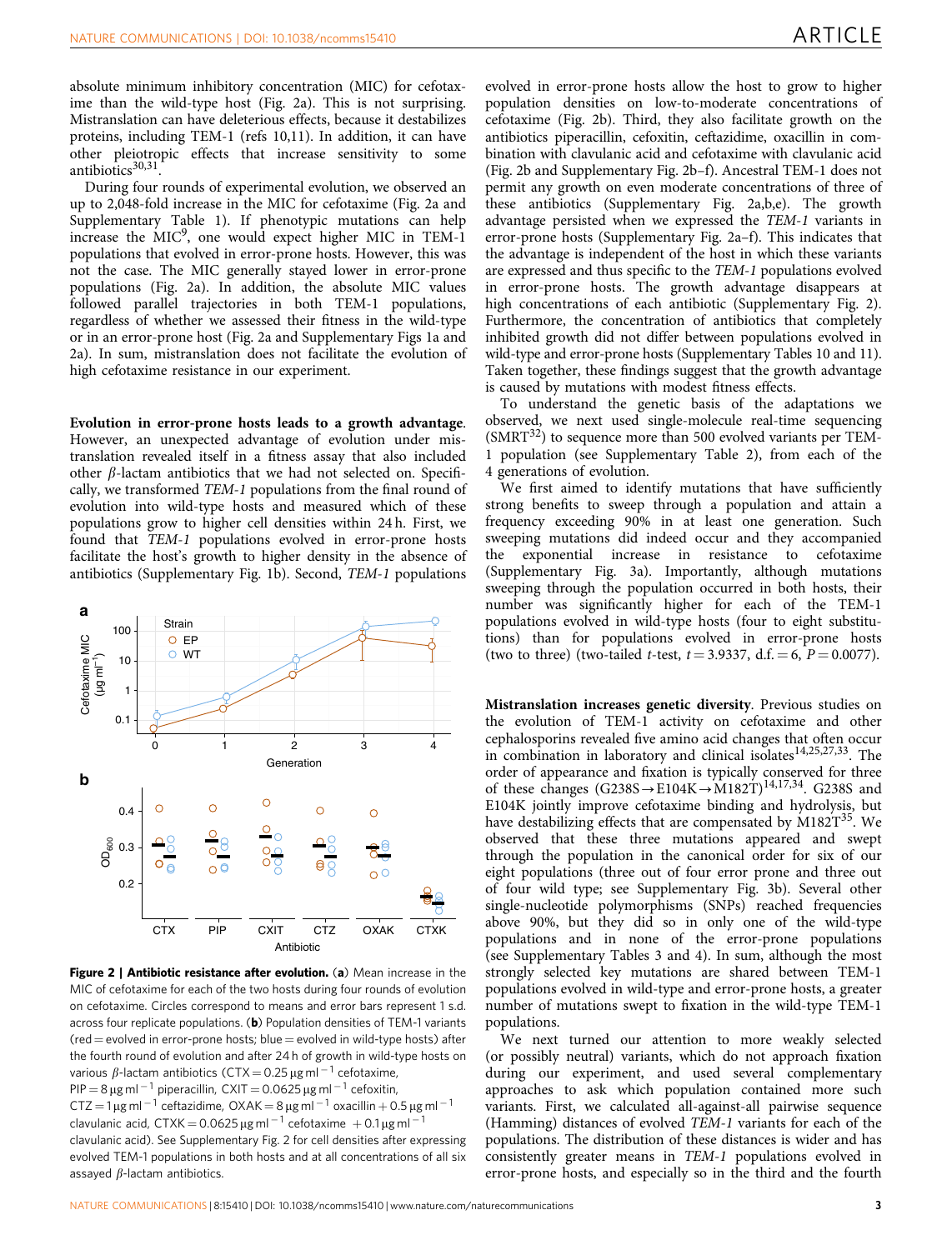absolute minimum inhibitory concentration (MIC) for cefotaxime than the wild-type host (Fig. 2a). This is not surprising. Mistranslation can have deleterious effects, because it destabilizes proteins, including TEM-1 (refs 10,11). In addition, it can have other pleiotropic effects that increase sensitivity to some antibiotics[30,31].

During four rounds of experimental evolution, we observed an up to 2,048-fold increase in the MIC for cefotaxime (Fig. 2a and Supplementary Table 1). If phenotypic mutations can help increase the MIC[9], one would expect higher MIC in TEM-1 populations that evolved in error-prone hosts. However, this was not the case. The MIC generally stayed lower in error-prone populations (Fig. 2a). In addition, the absolute MIC values followed parallel trajectories in both TEM-1 populations, regardless of whether we assessed their fitness in the wild-type or in an error-prone host (Fig. 2a and Supplementary Figs 1a and 2a). In sum, mistranslation does not facilitate the evolution of high cefotaxime resistance in our experiment.

**Evolution in error-prone hosts leads to a growth advantage.** However, an unexpected advantage of evolution under mistranslation revealed itself in a fitness assay that also included other β-lactam antibiotics that we had not selected on. Specifically, we transformed *TEM-1* populations from the final round of evolution into wild-type hosts and measured which of these populations grow to higher cell densities within 24 h. First, we found that *TEM-1* populations evolved in error-prone hosts facilitate the host's growth to higher density in the absence of antibiotics (Supplementary Fig. 1b). Second, *TEM-1* populations evolved in error-prone hosts allow the host to grow to higher population densities on low-to-moderate concentrations of cefotaxime (Fig. 2b). Third, they also facilitate growth on the antibiotics piperacillin, cefoxitin, ceftazidime, oxacillin in combination with clavulanic acid and cefotaxime with clavulanic acid (Fig. 2b and Supplementary Fig. 2b–f). Ancestral TEM-1 does not permit any growth on even moderate concentrations of three of these antibiotics (Supplementary Fig. 2a,b,e). The growth advantage persisted when we expressed the *TEM-1* variants in error-prone hosts (Supplementary Fig. 2a–f). This indicates that the advantage is independent of the host in which these variants are expressed and thus specific to the *TEM-1* populations evolved in error-prone hosts. The growth advantage disappears at high concentrations of each antibiotic (Supplementary Fig. 2). Furthermore, the concentration of antibiotics that completely inhibited growth did not differ between populations evolved in wild-type and error-prone hosts (Supplementary Tables 10 and 11). Taken together, these findings suggest that the growth advantage is caused by mutations with modest fitness effects.

**Figure 2 | Antibiotic resistance after evolution.** (**a**) Mean increase in the MIC of cefotaxime for each of the two hosts during four rounds of evolution on cefotaxime. Circles correspond to means and error bars represent 1 s.d. across four replicate populations. (**b**) Population densities of TEM-1 variants (red = evolved in error-prone hosts; blue = evolved in wild-type hosts) after the fourth round of evolution and after 24 h of growth in wild-type hosts on various β-lactam antibiotics (CTX = 0.25 μg ml$^{-1}$ cefotaxime, PIP = 8 μg ml$^{-1}$ piperacillin, CXIT = 0.0625 μg ml$^{-1}$ cefoxitin, CTZ = 1 μg ml$^{-1}$ ceftazidime, OXAK = 8 μg ml$^{-1}$ oxacillin + 0.5 μg ml$^{-1}$ clavulanic acid, CTXK = 0.0625 μg ml$^{-1}$ cefotaxime + 0.1 μg ml$^{-1}$ clavulanic acid). See Supplementary Fig. 2 for cell densities after expressing evolved TEM-1 populations in both hosts and at all concentrations of all six assayed β-lactam antibiotics.

To understand the genetic basis of the adaptations we observed, we next used single-molecule real-time sequencing (SMRT[32]) to sequence more than 500 evolved variants per TEM-1 population (see Supplementary Table 2), from each of the 4 generations of evolution.

We first aimed to identify mutations that have sufficiently strong benefits to sweep through a population and attain a frequency exceeding 90% in at least one generation. Such sweeping mutations did indeed occur and they accompanied the exponential increase in resistance to cefotaxime (Supplementary Fig. 3a). Importantly, although mutations sweeping through the population occurred in both hosts, their number was significantly higher for each of the TEM-1 populations evolved in wild-type hosts (four to eight substitutions) than for populations evolved in error-prone hosts (two to three) (two-tailed *t*-test, $t = 3.9337$, d.f. $= 6$, $P = 0.0077$).

**Mistranslation increases genetic diversity.** Previous studies on the evolution of TEM-1 activity on cefotaxime and other cephalosporins revealed five amino acid changes that often occur in combination in laboratory and clinical isolates[14,25,27,33]. The order of appearance and fixation is typically conserved for three of these changes (G238S→E104K→M182T)[14,17,34]. G238S and E104K jointly improve cefotaxime binding and hydrolysis, but have destabilizing effects that are compensated by M182T[35]. We observed that these three mutations appeared and swept through the population in the canonical order for six of our eight populations (three out of four error prone and three out of four wild type; see Supplementary Fig. 3b). Several other single-nucleotide polymorphisms (SNPs) reached frequencies above 90%, but they did so in only one of the wild-type populations and in none of the error-prone populations (see Supplementary Tables 3 and 4). In sum, although the most strongly selected key mutations are shared between TEM-1 populations evolved in wild-type and error-prone hosts, a greater number of mutations swept to fixation in the wild-type TEM-1 populations.

We next turned our attention to more weakly selected (or possibly neutral) variants, which do not approach fixation during our experiment, and used several complementary approaches to ask which population contained more such variants. First, we calculated all-against-all pairwise sequence (Hamming) distances of evolved *TEM-1* variants for each of the populations. The distribution of these distances is wider and has consistently greater means in *TEM-1* populations evolved in error-prone hosts, and especially so in the third and the fourth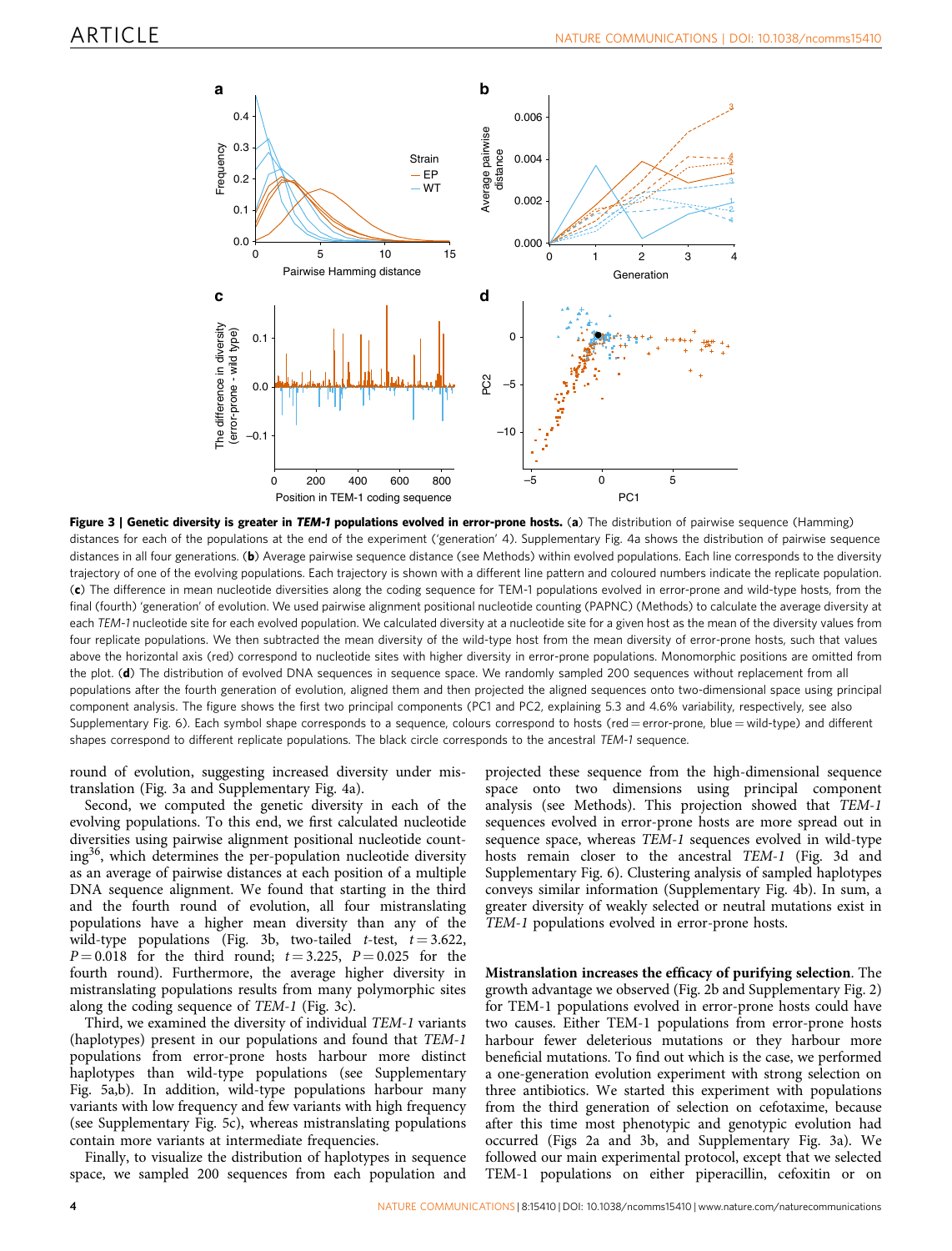**Figure 3 | Genetic diversity is greater in *TEM-1* populations evolved in error-prone hosts.** (**a**) The distribution of pairwise sequence (Hamming) distances for each of the populations at the end of the experiment ('generation' 4). Supplementary Fig. 4a shows the distribution of pairwise sequence distances in all four generations. (**b**) Average pairwise sequence distance (see Methods) within evolved populations. Each line corresponds to the diversity trajectory of one of the evolving populations. Each trajectory is shown with a different line pattern and coloured numbers indicate the replicate population. (**c**) The difference in mean nucleotide diversities along the coding sequence for TEM-1 populations evolved in error-prone and wild-type hosts, from the final (fourth) 'generation' of evolution. We used pairwise alignment positional nucleotide counting (PAPNC) (Methods) to calculate the average diversity at each *TEM-1* nucleotide site for each evolved population. We calculated diversity at a nucleotide site for a given host as the mean of the diversity values from four replicate populations. We then subtracted the mean diversity of the wild-type host from the mean diversity of error-prone hosts, such that values above the horizontal axis (red) correspond to nucleotide sites with higher diversity in error-prone populations. Monomorphic positions are omitted from the plot. (**d**) The distribution of evolved DNA sequences in sequence space. We randomly sampled 200 sequences without replacement from all populations after the fourth generation of evolution, aligned them and then projected the aligned sequences onto two-dimensional space using principal component analysis. The figure shows the first two principal components (PC1 and PC2, explaining 5.3 and 4.6% variability, respectively, see also Supplementary Fig. 6). Each symbol shape corresponds to a sequence, colours correspond to hosts (red = error-prone, blue = wild-type) and different shapes correspond to different replicate populations. The black circle corresponds to the ancestral *TEM-1* sequence.

round of evolution, suggesting increased diversity under mistranslation (Fig. 3a and Supplementary Fig. 4a).

Second, we computed the genetic diversity in each of the evolving populations. To this end, we first calculated nucleotide diversities using pairwise alignment positional nucleotide counting[36], which determines the per-population nucleotide diversity as an average of pairwise distances at each position of a multiple DNA sequence alignment. We found that starting in the third and the fourth round of evolution, all four mistranslating populations have a higher mean diversity than any of the wild-type populations (Fig. 3b, two-tailed $t$-test, $t = 3.622$, $P = 0.018$ for the third round; $t = 3.225$, $P = 0.025$ for the fourth round). Furthermore, the average higher diversity in mistranslating populations results from many polymorphic sites along the coding sequence of *TEM-1* (Fig. 3c).

Third, we examined the diversity of individual *TEM-1* variants (haplotypes) present in our populations and found that *TEM-1* populations from error-prone hosts harbour more distinct haplotypes than wild-type populations (see Supplementary Fig. 5a,b). In addition, wild-type populations harbour many variants with low frequency and few variants with high frequency (see Supplementary Fig. 5c), whereas mistranslating populations contain more variants at intermediate frequencies.

Finally, to visualize the distribution of haplotypes in sequence space, we sampled 200 sequences from each population and projected these sequence from the high-dimensional sequence space onto two dimensions using principal component analysis (see Methods). This projection showed that *TEM-1* sequences evolved in error-prone hosts are more spread out in sequence space, whereas *TEM-1* sequences evolved in wild-type hosts remain closer to the ancestral *TEM-1* (Fig. 3d and Supplementary Fig. 6). Clustering analysis of sampled haplotypes conveys similar information (Supplementary Fig. 4b). In sum, a greater diversity of weakly selected or neutral mutations exist in *TEM-1* populations evolved in error-prone hosts.

**Mistranslation increases the efficacy of purifying selection.** The growth advantage we observed (Fig. 2b and Supplementary Fig. 2) for TEM-1 populations evolved in error-prone hosts could have two causes. Either TEM-1 populations from error-prone hosts harbour fewer deleterious mutations or they harbour more beneficial mutations. To find out which is the case, we performed a one-generation evolution experiment with strong selection on three antibiotics. We started this experiment with populations from the third generation of selection on cefotaxime, because after this time most phenotypic and genotypic evolution had occurred (Figs 2a and 3b, and Supplementary Fig. 3a). We followed our main experimental protocol, except that we selected TEM-1 populations on either piperacillin, cefoxitin or on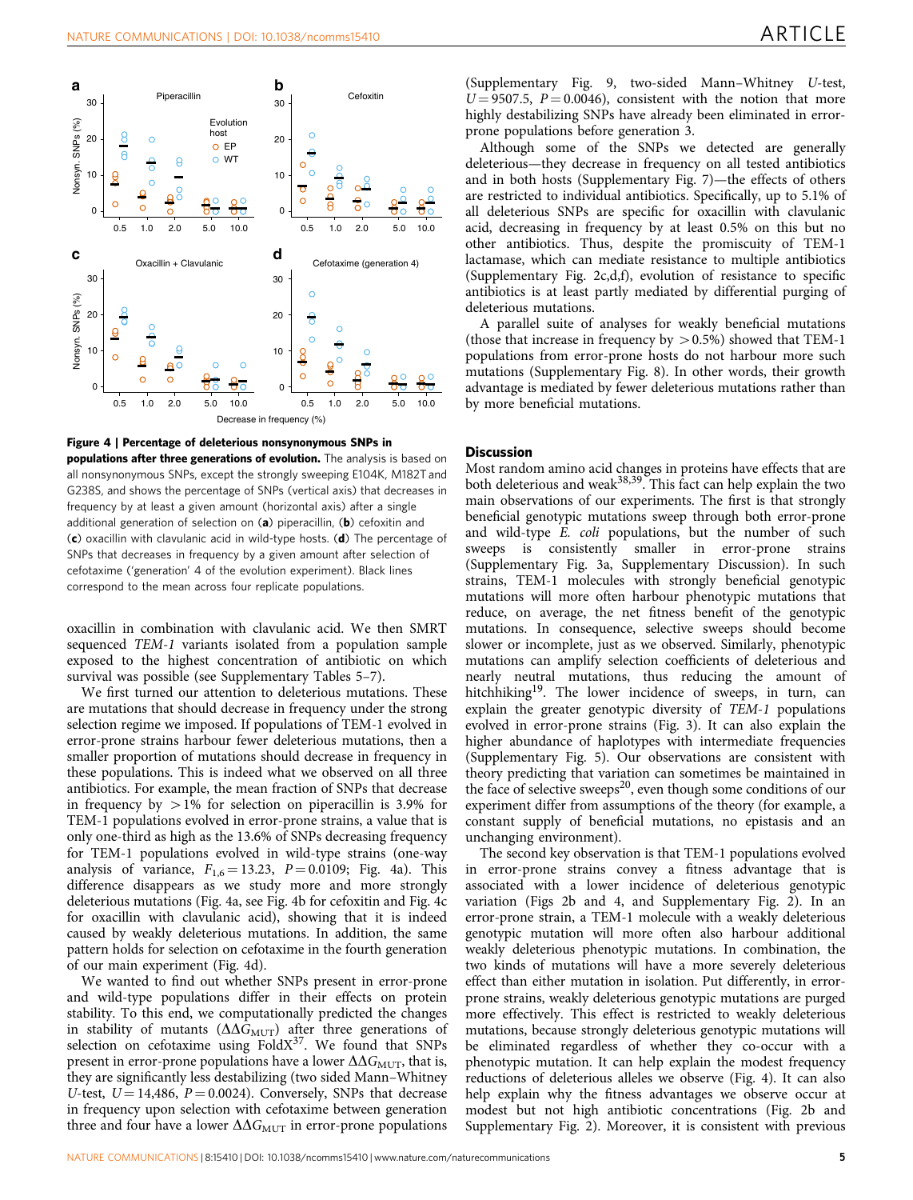**Figure 4 | Percentage of deleterious nonsynonymous SNPs in populations after three generations of evolution.** The analysis is based on all nonsynonymous SNPs, except the strongly sweeping E104K, M182T and G238S, and shows the percentage of SNPs (vertical axis) that decreases in frequency by at least a given amount (horizontal axis) after a single additional generation of selection on (**a**) piperacillin, (**b**) cefoxitin and (**c**) oxacillin with clavulanic acid in wild-type hosts. (**d**) The percentage of SNPs that decreases in frequency by a given amount after selection of cefotaxime ('generation' 4 of the evolution experiment). Black lines correspond to the mean across four replicate populations.

oxacillin in combination with clavulanic acid. We then SMRT sequenced *TEM-1* variants isolated from a population sample exposed to the highest concentration of antibiotic on which survival was possible (see Supplementary Tables 5–7).

We first turned our attention to deleterious mutations. These are mutations that should decrease in frequency under the strong selection regime we imposed. If populations of TEM-1 evolved in error-prone strains harbour fewer deleterious mutations, then a smaller proportion of mutations should decrease in frequency in these populations. This is indeed what we observed on all three antibiotics. For example, the mean fraction of SNPs that decrease in frequency by >1% for selection on piperacillin is 3.9% for TEM-1 populations evolved in error-prone strains, a value that is only one-third as high as the 13.6% of SNPs decreasing frequency for TEM-1 populations evolved in wild-type strains (one-way analysis of variance, $F_{1,6} = 13.23$, $P = 0.0109$; Fig. 4a). This difference disappears as we study more and more strongly deleterious mutations (Fig. 4a, see Fig. 4b for cefoxitin and Fig. 4c for oxacillin with clavulanic acid), showing that it is indeed caused by weakly deleterious mutations. In addition, the same pattern holds for selection on cefotaxime in the fourth generation of our main experiment (Fig. 4d).

We wanted to find out whether SNPs present in error-prone and wild-type populations differ in their effects on protein stability. To this end, we computationally predicted the changes in stability of mutants ($\Delta\Delta G_{\mathrm{MUT}}$) after three generations of selection on cefotaxime using FoldX[37]. We found that SNPs present in error-prone populations have a lower $\Delta\Delta G_{\mathrm{MUT}}$, that is, they are significantly less destabilizing (two sided Mann–Whitney *U*-test, $U = 14{,}486$, $P = 0.0024$). Conversely, SNPs that decrease in frequency upon selection with cefotaxime between generation three and four have a lower $\Delta\Delta G_{\mathrm{MUT}}$ in error-prone populations (Supplementary Fig. 9, two-sided Mann–Whitney *U*-test, $U = 9507.5$, $P = 0.0046$), consistent with the notion that more highly destabilizing SNPs have already been eliminated in error-prone populations before generation 3.

Although some of the SNPs we detected are generally deleterious—they decrease in frequency on all tested antibiotics and in both hosts (Supplementary Fig. 7)—the effects of others are restricted to individual antibiotics. Specifically, up to 5.1% of all deleterious SNPs are specific for oxacillin with clavulanic acid, decreasing in frequency by at least 0.5% on this but no other antibiotics. Thus, despite the promiscuity of TEM-1 lactamase, which can mediate resistance to multiple antibiotics (Supplementary Fig. 2c,d,f), evolution of resistance to specific antibiotics is at least partly mediated by differential purging of deleterious mutations.

A parallel suite of analyses for weakly beneficial mutations (those that increase in frequency by >0.5%) showed that TEM-1 populations from error-prone hosts do not harbour more such mutations (Supplementary Fig. 8). In other words, their growth advantage is mediated by fewer deleterious mutations rather than by more beneficial mutations.

## Discussion

Most random amino acid changes in proteins have effects that are both deleterious and weak[38,39]. This fact can help explain the two main observations of our experiments. The first is that strongly beneficial genotypic mutations sweep through both error-prone and wild-type *E. coli* populations, but the number of such sweeps is consistently smaller in error-prone strains (Supplementary Fig. 3a, Supplementary Discussion). In such strains, TEM-1 molecules with strongly beneficial genotypic mutations will more often harbour phenotypic mutations that reduce, on average, the net fitness benefit of the genotypic mutations. In consequence, selective sweeps should become slower or incomplete, just as we observed. Similarly, phenotypic mutations can amplify selection coefficients of deleterious and nearly neutral mutations, thus reducing the amount of hitchhiking[19]. The lower incidence of sweeps, in turn, can explain the greater genotypic diversity of *TEM-1* populations evolved in error-prone strains (Fig. 3). It can also explain the higher abundance of haplotypes with intermediate frequencies (Supplementary Fig. 5). Our observations are consistent with theory predicting that variation can sometimes be maintained in the face of selective sweeps[20], even though some conditions of our experiment differ from assumptions of the theory (for example, a constant supply of beneficial mutations, no epistasis and an unchanging environment).

The second key observation is that TEM-1 populations evolved in error-prone strains convey a fitness advantage that is associated with a lower incidence of deleterious genotypic variation (Figs 2b and 4, and Supplementary Fig. 2). In an error-prone strain, a TEM-1 molecule with a weakly deleterious genotypic mutation will more often also harbour additional weakly deleterious phenotypic mutations. In combination, the two kinds of mutations will have a more severely deleterious effect than either mutation in isolation. Put differently, in error-prone strains, weakly deleterious genotypic mutations are purged more effectively. This effect is restricted to weakly deleterious mutations, because strongly deleterious genotypic mutations will be eliminated regardless of whether they co-occur with a phenotypic mutation. It can help explain the modest frequency reductions of deleterious alleles we observe (Fig. 4). It can also help explain why the fitness advantages we observe occur at modest but not high antibiotic concentrations (Fig. 2b and Supplementary Fig. 2). Moreover, it is consistent with previous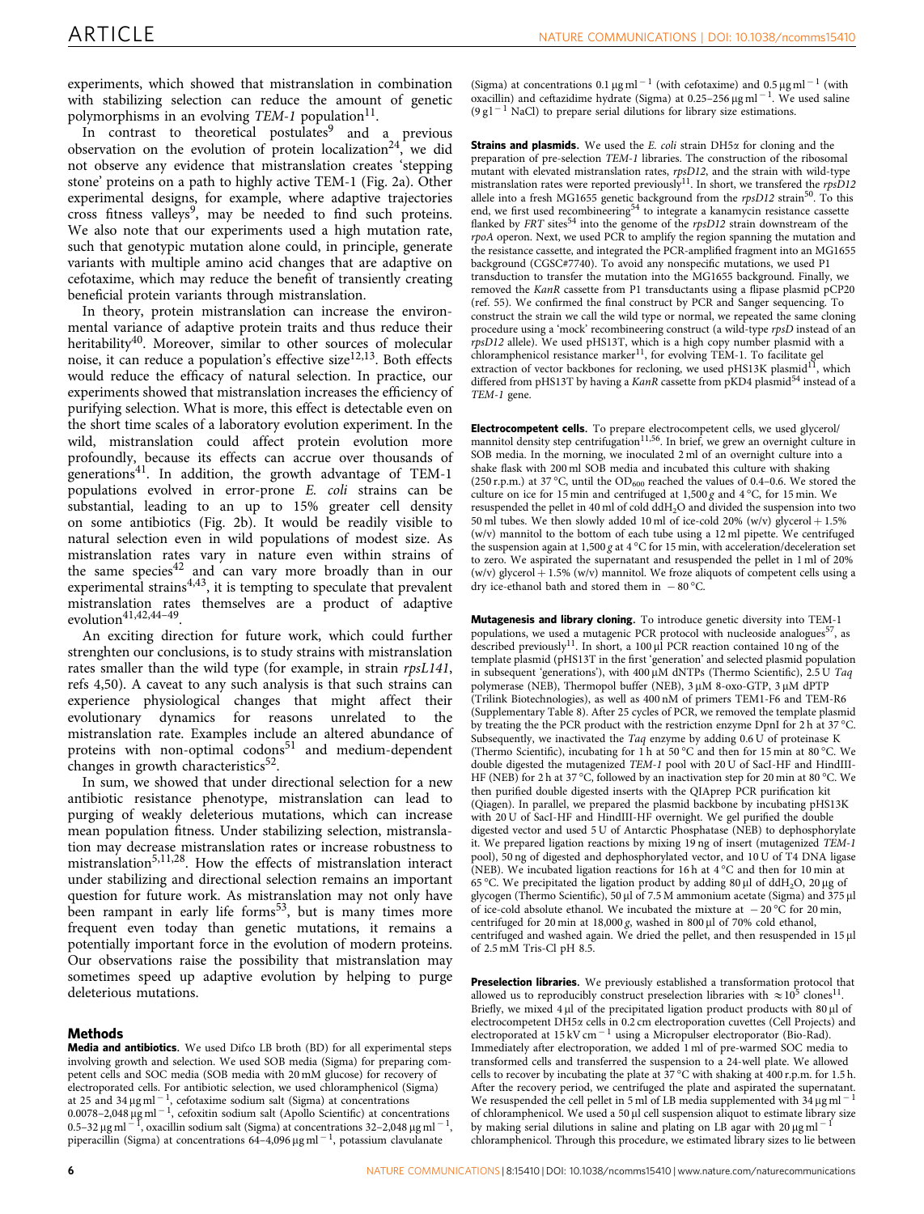experiments, which showed that mistranslation in combination with stabilizing selection can reduce the amount of genetic polymorphisms in an evolving *TEM-1* population[11].

In contrast to theoretical postulates[9] and a previous observation on the evolution of protein localization[24], we did not observe any evidence that mistranslation creates 'stepping stone' proteins on a path to highly active TEM-1 (Fig. 2a). Other experimental designs, for example, where adaptive trajectories cross fitness valleys[9], may be needed to find such proteins. We also note that our experiments used a high mutation rate, such that genotypic mutation alone could, in principle, generate variants with multiple amino acid changes that are adaptive on cefotaxime, which may reduce the benefit of transiently creating beneficial protein variants through mistranslation.

In theory, protein mistranslation can increase the environmental variance of adaptive protein traits and thus reduce their heritability[40]. Moreover, similar to other sources of molecular noise, it can reduce a population's effective size[12,13]. Both effects would reduce the efficacy of natural selection. In practice, our experiments showed that mistranslation increases the efficiency of purifying selection. What is more, this effect is detectable even on the short time scales of a laboratory evolution experiment. In the wild, mistranslation could affect protein evolution more profoundly, because its effects can accrue over thousands of generations[41]. In addition, the growth advantage of TEM-1 populations evolved in error-prone *E. coli* strains can be substantial, leading to an up to 15% greater cell density on some antibiotics (Fig. 2b). It would be readily visible to natural selection even in wild populations of modest size. As mistranslation rates vary in nature even within strains of the same species[42] and can vary more broadly than in our experimental strains[4,43], it is tempting to speculate that prevalent mistranslation rates themselves are a product of adaptive evolution[41,42,44–49].

An exciting direction for future work, which could further strenghten our conclusions, is to study strains with mistranslation rates smaller than the wild type (for example, in strain *rpsL141*, refs 4,50). A caveat to any such analysis is that such strains can experience physiological changes that might affect their evolutionary dynamics for reasons unrelated to the mistranslation rate. Examples include an altered abundance of proteins with non-optimal codons[51] and medium-dependent changes in growth characteristics[52].

In sum, we showed that under directional selection for a new antibiotic resistance phenotype, mistranslation can lead to purging of weakly deleterious mutations, which can increase mean population fitness. Under stabilizing selection, mistranslation may decrease mistranslation rates or increase robustness to mistranslation[5,11,28]. How the effects of mistranslation interact under stabilizing and directional selection remains an important question for future work. As mistranslation may not only have been rampant in early life forms[53], but is many times more frequent even today than genetic mutations, it remains a potentially important force in the evolution of modern proteins. Our observations raise the possibility that mistranslation may sometimes speed up adaptive evolution by helping to purge deleterious mutations.

## Methods

**Media and antibiotics.** We used Difco LB broth (BD) for all experimental steps involving growth and selection. We used SOB media (Sigma) for preparing competent cells and SOC media (SOB media with 20 mM glucose) for recovery of electroporated cells. For antibiotic selection, we used chloramphenicol (Sigma) at 25 and 34 $\mu g\,ml^{-1}$, cefotaxime sodium salt (Sigma) at concentrations 0.0078–2,048 $\mu g\,ml^{-1}$, cefoxitin sodium salt (Apollo Scientific) at concentrations 0.5–32 $\mu g\,ml^{-1}$, oxacillin sodium salt (Sigma) at concentrations 32–2,048 $\mu g\,ml^{-1}$, piperacillin (Sigma) at concentrations 64–4,096 $\mu g\,ml^{-1}$, potassium clavulanate (Sigma) at concentrations 0.1 $\mu g\,ml^{-1}$ (with cefotaxime) and 0.5 $\mu g\,ml^{-1}$ (with oxacillin) and ceftazidime hydrate (Sigma) at 0.25–256 $\mu g\,ml^{-1}$. We used saline (9 $g\,l^{-1}$ NaCl) to prepare serial dilutions for library size estimations.

**Strains and plasmids.** We used the *E. coli* strain DH5α for cloning and the preparation of pre-selection *TEM-1* libraries. The construction of the ribosomal mutant with elevated mistranslation rates, *rpsD12*, and the strain with wild-type mistranslation rates were reported previously[11]. In short, we transfered the *rpsD12* allele into a fresh MG1655 genetic background from the *rpsD12* strain[50]. To this end, we first used recombineering[54] to integrate a kanamycin resistance cassette flanked by *FRT* sites[54] into the genome of the *rpsD12* strain downstream of the *rpoA* operon. Next, we used PCR to amplify the region spanning the mutation and the resistance cassette, and integrated the PCR-amplified fragment into an MG1655 background (CGSC#7740). To avoid any nonspecific mutations, we used P1 transduction to transfer the mutation into the MG1655 background. Finally, we removed the *KanR* cassette from P1 transductants using a flipase plasmid pCP20 (ref. 55). We confirmed the final construct by PCR and Sanger sequencing. To construct the strain we call the wild type or normal, we repeated the same cloning procedure using a 'mock' recombineering construct (a wild-type *rpsD* instead of an *rpsD12* allele). We used pHS13T, which is a high copy number plasmid with a chloramphenicol resistance marker[11], for evolving TEM-1. To facilitate gel extraction of vector backbones for recloning, we used pHS13K plasmid[11], which differed from pHS13T by having a *KanR* cassette from pKD4 plasmid[54] instead of a *TEM-1* gene.

**Electrocompetent cells.** To prepare electrocompetent cells, we used glycerol/mannitol density step centrifugation[11,56]. In brief, we grew an overnight culture in SOB media. In the morning, we inoculated 2 ml of an overnight culture into a shake flask with 200 ml SOB media and incubated this culture with shaking (250 r.p.m.) at 37 °C, until the $OD_{600}$ reached the values of 0.4–0.6. We stored the culture on ice for 15 min and centrifuged at 1,500 *g* and 4 °C, for 15 min. We resuspended the pellet in 40 ml of cold $ddH_2O$ and divided the suspension into two 50 ml tubes. We then slowly added 10 ml of ice-cold 20% (w/v) glycerol + 1.5% (w/v) mannitol to the bottom of each tube using a 12 ml pipette. We centrifuged the suspension again at 1,500 *g* at 4 °C for 15 min, with acceleration/deceleration set to zero. We aspirated the supernatant and resuspended the pellet in 1 ml of 20% (w/v) glycerol + 1.5% (w/v) mannitol. We froze aliquots of competent cells using a dry ice-ethanol bath and stored them in −80 °C.

**Mutagenesis and library cloning.** To introduce genetic diversity into TEM-1 populations, we used a mutagenic PCR protocol with nucleoside analogues[57], as described previously[11]. In short, a 100 μl PCR reaction contained 10 ng of the template plasmid (pHS13T in the first 'generation' and selected plasmid population in subsequent 'generations'), with 400 μM dNTPs (Thermo Scientific), 2.5 U *Taq* polymerase (NEB), Thermopol buffer (NEB), 3 μM 8-oxo-GTP, 3 μM dPTP (Trilink Biotechnologies), as well as 400 nM of primers TEM1-F6 and TEM-R6 (Supplementary Table 8). After 25 cycles of PCR, we removed the template plasmid by treating the the PCR product with the restriction enzyme DpnI for 2 h at 37 °C. Subsequently, we inactivated the *Taq* enzyme by adding 0.6 U of proteinase K (Thermo Scientific), incubating for 1 h at 50 °C and then for 15 min at 80 °C. We double digested the mutagenized *TEM-1* pool with 20 U of SacI-HF and HindIII-HF (NEB) for 2 h at 37 °C, followed by an inactivation step for 20 min at 80 °C. We then purified double digested inserts with the QIAprep PCR purification kit (Qiagen). In parallel, we prepared the plasmid backbone by incubating pHS13K with 20 U of SacI-HF and HindIII-HF overnight. We gel purified the double digested vector and used 5 U of Antarctic Phosphatase (NEB) to dephosphorylate it. We prepared ligation reactions by mixing 19 ng of insert (mutagenized *TEM-1* pool), 50 ng of digested and dephosphorylated vector, and 10 U of T4 DNA ligase (NEB). We incubated ligation reactions for 16 h at 4 °C and then for 10 min at 65 °C. We precipitated the ligation product by adding 80 μl of $ddH_2O$, 20 μg of glycogen (Thermo Scientific), 50 μl of 7.5 M ammonium acetate (Sigma) and 375 μl of ice-cold absolute ethanol. We incubated the mixture at −20 °C for 20 min, centrifuged for 20 min at 18,000 *g*, washed in 800 μl of 70% cold ethanol, centrifuged and washed again. We dried the pellet, and then resuspended in 15 μl of 2.5 mM Tris-Cl pH 8.5.

**Preselection libraries.** We previously established a transformation protocol that allowed us to reproducibly construct preselection libraries with $\approx 10^5$ clones[11]. Briefly, we mixed 4 μl of the precipitated ligation product products with 80 μl of electrocompetent DH5α cells in 0.2 cm electroporation cuvettes (Cell Projects) and electroporated at 15 $kV\,cm^{-1}$ using a Micropulser electroporator (Bio-Rad). Immediately after electroporation, we added 1 ml of pre-warmed SOC media to transformed cells and transferred the suspension to a 24-well plate. We allowed cells to recover by incubating the plate at 37 °C with shaking at 400 r.p.m. for 1.5 h. After the recovery period, we centrifuged the plate and aspirated the supernatant. We resuspended the cell pellet in 5 ml of LB media supplemented with 34 $\mu g\,ml^{-1}$ of chloramphenicol. We used a 50 μl cell suspension aliquot to estimate library size by making serial dilutions in saline and plating on LB agar with 20 $\mu g\,ml^{-1}$ chloramphenicol. Through this procedure, we estimated library sizes to lie between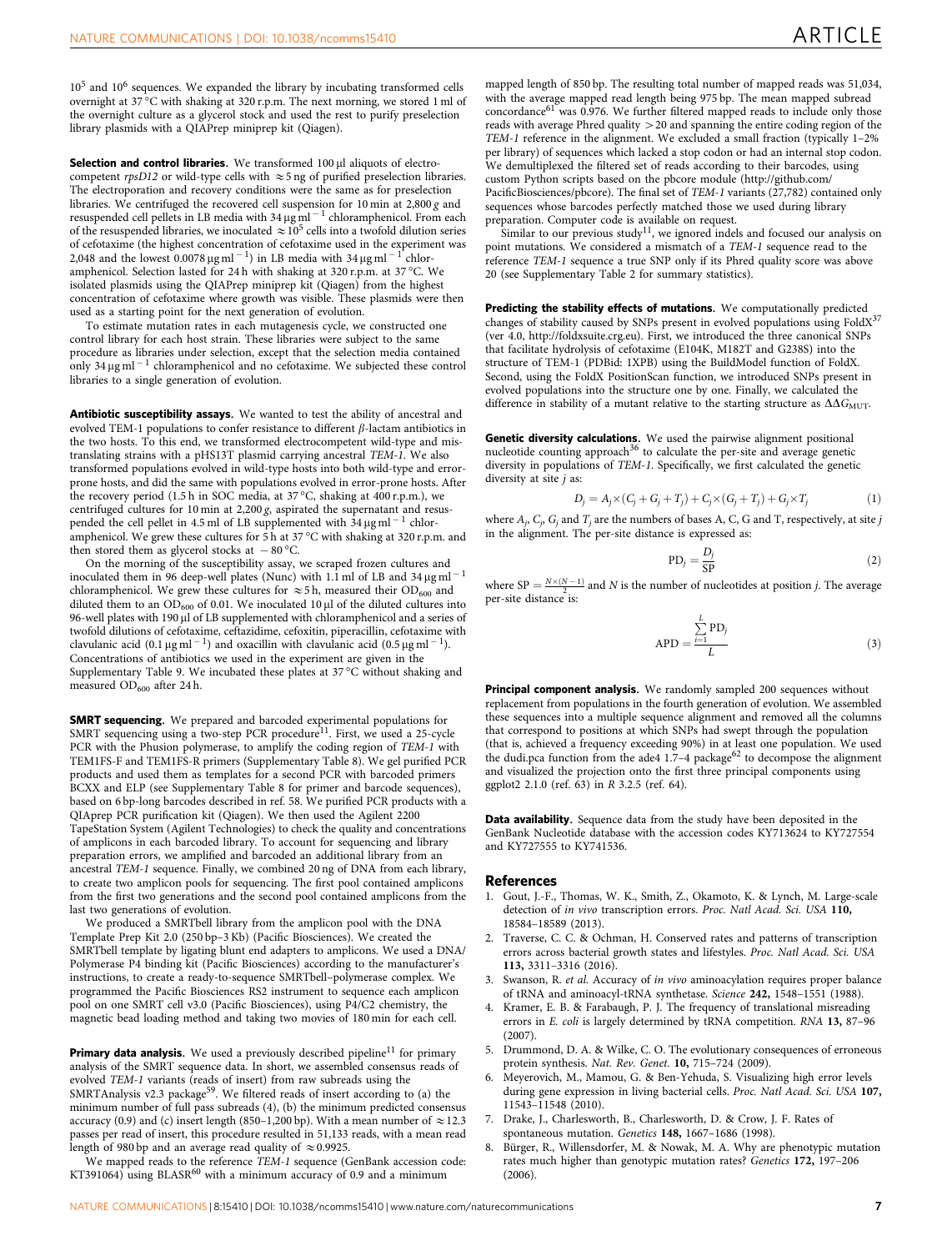$10^5$ and $10^6$ sequences. We expanded the library by incubating transformed cells overnight at 37 °C with shaking at 320 r.p.m. The next morning, we stored 1 ml of the overnight culture as a glycerol stock and used the rest to purify preselection library plasmids with a QIAPrep miniprep kit (Qiagen).

**Selection and control libraries.** We transformed 100 µl aliquots of electrocompetent *rpsD12* or wild-type cells with ≈5 ng of purified preselection libraries. The electroporation and recovery conditions were the same as for preselection libraries. We centrifuged the recovered cell suspension for 10 min at 2,800 *g* and resuspended cell pellets in LB media with 34 µg ml$^{-1}$ chloramphenicol. From each of the resuspended libraries, we inoculated ≈$10^5$ cells into a twofold dilution series of cefotaxime (the highest concentration of cefotaxime used in the experiment was 2,048 and the lowest 0.0078 µg ml$^{-1}$) in LB media with 34 µg ml$^{-1}$ chloramphenicol. Selection lasted for 24 h with shaking at 320 r.p.m. at 37 °C. We isolated plasmids using the QIAPrep miniprep kit (Qiagen) from the highest concentration of cefotaxime where growth was visible. These plasmids were then used as a starting point for the next generation of evolution.

To estimate mutation rates in each mutagenesis cycle, we constructed one control library for each host strain. These libraries were subject to the same procedure as libraries under selection, except that the selection media contained only 34 µg ml$^{-1}$ chloramphenicol and no cefotaxime. We subjected these control libraries to a single generation of evolution.

**Antibiotic susceptibility assays.** We wanted to test the ability of ancestral and evolved TEM-1 populations to confer resistance to different β-lactam antibiotics in the two hosts. To this end, we transformed electrocompetent wild-type and mistranslating strains with a pHS13T plasmid carrying ancestral *TEM-1*. We also transformed populations evolved in wild-type hosts into both wild-type and error-prone hosts, and did the same with populations evolved in error-prone hosts. After the recovery period (1.5 h in SOC media, at 37 °C, shaking at 400 r.p.m.), we centrifuged cultures for 10 min at 2,200 *g*, aspirated the supernatant and resuspended the cell pellet in 4.5 ml of LB supplemented with 34 µg ml$^{-1}$ chloramphenicol. We grew these cultures for 5 h at 37 °C with shaking at 320 r.p.m. and then stored them as glycerol stocks at −80 °C.

On the morning of the susceptibility assay, we scraped frozen cultures and inoculated them in 96 deep-well plates (Nunc) with 1.1 ml of LB and 34 µg ml$^{-1}$ chloramphenicol. We grew these cultures for ≈5 h, measured their $OD_{600}$ and diluted them to an $OD_{600}$ of 0.01. We inoculated 10 µl of the diluted cultures into 96-well plates with 190 µl of LB supplemented with chloramphenicol and a series of twofold dilutions of cefotaxime, ceftazidime, cefoxitin, piperacillin, cefotaxime with clavulanic acid (0.1 µg ml$^{-1}$) and oxacillin with clavulanic acid (0.5 µg ml$^{-1}$). Concentrations of antibiotics we used in the experiment are given in the Supplementary Table 9. We incubated these plates at 37 °C without shaking and measured $OD_{600}$ after 24 h.

**SMRT sequencing.** We prepared and barcoded experimental populations for SMRT sequencing using a two-step PCR procedure[11]. First, we used a 25-cycle PCR with the Phusion polymerase, to amplify the coding region of *TEM-1* with TEM1FS-F and TEM1FS-R primers (Supplementary Table 8). We gel purified PCR products and used them as templates for a second PCR with barcoded primers BCXX and ELP (see Supplementary Table 8 for primer and barcode sequences), based on 6 bp-long barcodes described in ref. 58. We purified PCR products with a QIAprep PCR purification kit (Qiagen). We then used the Agilent 2200 TapeStation System (Agilent Technologies) to check the quality and concentrations of amplicons in each barcoded library. To account for sequencing and library preparation errors, we amplified and barcoded an additional library from an ancestral *TEM-1* sequence. Finally, we combined 20 ng of DNA from each library, to create two amplicon pools for sequencing. The first pool contained amplicons from the first two generations and the second pool contained amplicons from the last two generations of evolution.

We produced a SMRTbell library from the amplicon pool with the DNA Template Prep Kit 2.0 (250 bp–3 Kb) (Pacific Biosciences). We created the SMRTbell template by ligating blunt end adapters to amplicons. We used a DNA/Polymerase P4 binding kit (Pacific Biosciences) according to the manufacturer's instructions, to create a ready-to-sequence SMRTbell–polymerase complex. We programmed the Pacific Biosciences RS2 instrument to sequence each amplicon pool on one SMRT cell v3.0 (Pacific Biosciences), using P4/C2 chemistry, the magnetic bead loading method and taking two movies of 180 min for each cell.

**Primary data analysis.** We used a previously described pipeline[11] for primary analysis of the SMRT sequence data. In short, we assembled consensus reads of evolved *TEM-1* variants (reads of insert) from raw subreads using the SMRTAnalysis v2.3 package[59]. We filtered reads of insert according to (a) the minimum number of full pass subreads (4), (b) the minimum predicted consensus accuracy (0.9) and (c) insert length (850–1,200 bp). With a mean number of ≈12.3 passes per read of insert, this procedure resulted in 51,133 reads, with a mean read length of 980 bp and an average read quality of ≈0.9925.

We mapped reads to the reference *TEM-1* sequence (GenBank accession code: KT391064) using BLASR[60] with a minimum accuracy of 0.9 and a minimum mapped length of 850 bp. The resulting total number of mapped reads was 51,034, with the average mapped read length being 975 bp. The mean mapped subread concordance[61] was 0.976. We further filtered mapped reads to include only those reads with average Phred quality >20 and spanning the entire coding region of the *TEM-1* reference in the alignment. We excluded a small fraction (typically 1–2% per library) of sequences which lacked a stop codon or had an internal stop codon. We demultiplexed the filtered set of reads according to their barcodes, using custom Python scripts based on the pbcore module (http://github.com/PacificBiosciences/pbcore). The final set of *TEM-1* variants (27,782) contained only sequences whose barcodes perfectly matched those we used during library preparation. Computer code is available on request.

Similar to our previous study[11], we ignored indels and focused our analysis on point mutations. We considered a mismatch of a *TEM-1* sequence read to the reference *TEM-1* sequence a true SNP only if its Phred quality score was above 20 (see Supplementary Table 2 for summary statistics).

**Predicting the stability effects of mutations.** We computationally predicted changes of stability caused by SNPs present in evolved populations using FoldX[37] (ver 4.0, http://foldxsuite.crg.eu). First, we introduced the three canonical SNPs that facilitate hydrolysis of cefotaxime (E104K, M182T and G238S) into the structure of TEM-1 (PDBid: 1XPB) using the BuildModel function of FoldX. Second, using the FoldX PositionScan function, we introduced SNPs present in evolved populations into the structure one by one. Finally, we calculated the difference in stability of a mutant relative to the starting structure as $\Delta\Delta G_{MUT}$.

**Genetic diversity calculations.** We used the pairwise alignment positional nucleotide counting approach[36] to calculate the per-site and average genetic diversity in populations of *TEM-1*. Specifically, we first calculated the genetic diversity at site *j* as:

$$D_j = A_j \times (C_j + G_j + T_j) + C_j \times (G_j + T_j) + G_j \times T_j \tag{1}$$

where $A_j$, $C_j$, $G_j$ and $T_j$ are the numbers of bases A, C, G and T, respectively, at site *j* in the alignment. The per-site distance is expressed as:

$$\mathrm{PD}_j = \frac{D_j}{\mathrm{SP}} \tag{2}$$

where $\mathrm{SP} = \frac{N \times (N-1)}{2}$ and $N$ is the number of nucleotides at position *j*. The average per-site distance is:

$$\mathrm{APD} = \frac{\sum_{i=1}^{L} \mathrm{PD}_j}{L} \tag{3}$$

**Principal component analysis.** We randomly sampled 200 sequences without replacement from populations in the fourth generation of evolution. We assembled these sequences into a multiple sequence alignment and removed all the columns that correspond to positions at which SNPs had swept through the population (that is, achieved a frequency exceeding 90%) in at least one population. We used the dudi.pca function from the ade4 1.7–4 package[62] to decompose the alignment and visualized the projection onto the first three principal components using ggplot2 2.1.0 (ref. 63) in R 3.2.5 (ref. 64).

**Data availability.** Sequence data from the study have been deposited in the GenBank Nucleotide database with the accession codes KY713624 to KY727554 and KY727555 to KY741536.

## References

1. Gout, J.-F., Thomas, W. K., Smith, Z., Okamoto, K. & Lynch, M. Large-scale detection of *in vivo* transcription errors. *Proc. Natl Acad. Sci. USA* **110,** 18584–18589 (2013).
2. Traverse, C. C. & Ochman, H. Conserved rates and patterns of transcription errors across bacterial growth states and lifestyles. *Proc. Natl Acad. Sci. USA* **113,** 3311–3316 (2016).
3. Swanson, R. *et al.* Accuracy of *in vivo* aminoacylation requires proper balance of tRNA and aminoacyl-tRNA synthetase. *Science* **242,** 1548–1551 (1988).
4. Kramer, E. B. & Farabaugh, P. J. The frequency of translational misreading errors in *E. coli* is largely determined by tRNA competition. *RNA* **13,** 87–96 (2007).
5. Drummond, D. A. & Wilke, C. O. The evolutionary consequences of erroneous protein synthesis. *Nat. Rev. Genet.* **10,** 715–724 (2009).
6. Meyerovich, M., Mamou, G. & Ben-Yehuda, S. Visualizing high error levels during gene expression in living bacterial cells. *Proc. Natl Acad. Sci. USA* **107,** 11543–11548 (2010).
7. Drake, J., Charlesworth, B., Charlesworth, D. & Crow, J. F. Rates of spontaneous mutation. *Genetics* **148,** 1667–1686 (1998).
8. Bürger, R., Willensdorfer, M. & Nowak, M. A. Why are phenotypic mutation rates much higher than genotypic mutation rates? *Genetics* **172,** 197–206 (2006).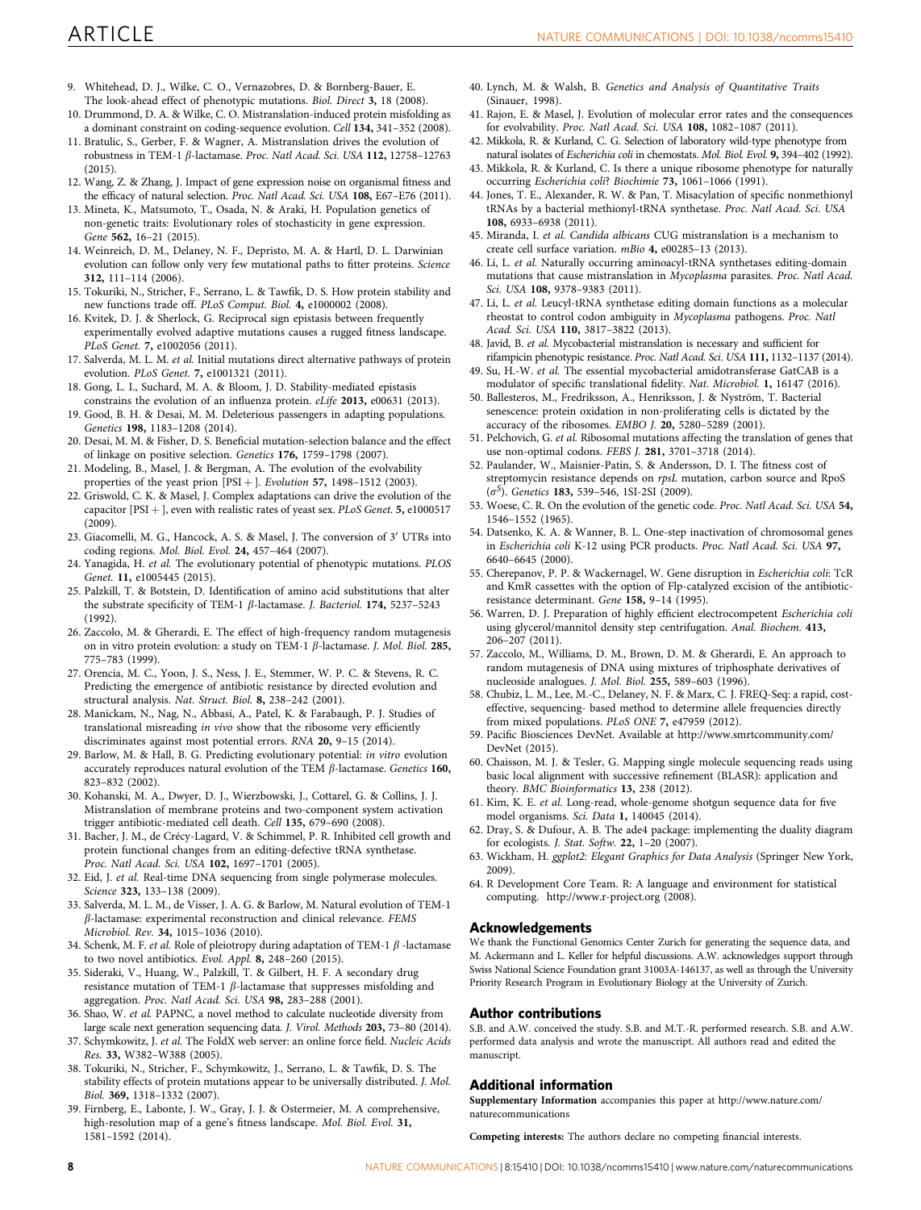9. Whitehead, D. J., Wilke, C. O., Vernazobres, D. & Bornberg-Bauer, E. The look-ahead effect of phenotypic mutations. *Biol. Direct* **3,** 18 (2008).
10. Drummond, D. A. & Wilke, C. O. Mistranslation-induced protein misfolding as a dominant constraint on coding-sequence evolution. *Cell* **134,** 341–352 (2008).
11. Bratulic, S., Gerber, F. & Wagner, A. Mistranslation drives the evolution of robustness in TEM-1 $\beta$-lactamase. *Proc. Natl Acad. Sci. USA* **112,** 12758–12763 (2015).
12. Wang, Z. & Zhang, J. Impact of gene expression noise on organismal fitness and the efficacy of natural selection. *Proc. Natl Acad. Sci. USA* **108,** E67–E76 (2011).
13. Mineta, K., Matsumoto, T., Osada, N. & Araki, H. Population genetics of non-genetic traits: Evolutionary roles of stochasticity in gene expression. *Gene* **562,** 16–21 (2015).
14. Weinreich, D. M., Delaney, N. F., Depristo, M. A. & Hartl, D. L. Darwinian evolution can follow only very few mutational paths to fitter proteins. *Science* **312,** 111–114 (2006).
15. Tokuriki, N., Stricher, F., Serrano, L. & Tawfik, D. S. How protein stability and new functions trade off. *PLoS Comput. Biol.* **4,** e1000002 (2008).
16. Kvitek, D. J. & Sherlock, G. Reciprocal sign epistasis between frequently experimentally evolved adaptive mutations causes a rugged fitness landscape. *PLoS Genet.* **7,** e1002056 (2011).
17. Salverda, M. L. M. *et al.* Initial mutations direct alternative pathways of protein evolution. *PLoS Genet.* **7,** e1001321 (2011).
18. Gong, L. I., Suchard, M. A. & Bloom, J. D. Stability-mediated epistasis constrains the evolution of an influenza protein. *eLife* **2013,** e00631 (2013).
19. Good, B. H. & Desai, M. M. Deleterious passengers in adapting populations. *Genetics* **198,** 1183–1208 (2014).
20. Desai, M. M. & Fisher, D. S. Beneficial mutation-selection balance and the effect of linkage on positive selection. *Genetics* **176,** 1759–1798 (2007).
21. Modeling, B., Masel, J. & Bergman, A. The evolution of the evolvability properties of the yeast prion [PSI+]. *Evolution* **57,** 1498–1512 (2003).
22. Griswold, C. K. & Masel, J. Complex adaptations can drive the evolution of the capacitor [PSI+], even with realistic rates of yeast sex. *PLoS Genet.* **5,** e1000517 (2009).
23. Giacomelli, M. G., Hancock, A. S. & Masel, J. The conversion of 3′ UTRs into coding regions. *Mol. Biol. Evol.* **24,** 457–464 (2007).
24. Yanagida, H. *et al.* The evolutionary potential of phenotypic mutations. *PLOS Genet.* **11,** e1005445 (2015).
25. Palzkill, T. & Botstein, D. Identification of amino acid substitutions that alter the substrate specificity of TEM-1 $\beta$-lactamase. *J. Bacteriol.* **174,** 5237–5243 (1992).
26. Zaccolo, M. & Gherardi, E. The effect of high-frequency random mutagenesis on in vitro protein evolution: a study on TEM-1 $\beta$-lactamase. *J. Mol. Biol.* **285,** 775–783 (1999).
27. Orencia, M. C., Yoon, J. S., Ness, J. E., Stemmer, W. P. C. & Stevens, R. C. Predicting the emergence of antibiotic resistance by directed evolution and structural analysis. *Nat. Struct. Biol.* **8,** 238–242 (2001).
28. Manickam, N., Nag, N., Abbasi, A., Patel, K. & Farabaugh, P. J. Studies of translational misreading *in vivo* show that the ribosome very efficiently discriminates against most potential errors. *RNA* **20,** 9–15 (2014).
29. Barlow, M. & Hall, B. G. Predicting evolutionary potential: *in vitro* evolution accurately reproduces natural evolution of the TEM $\beta$-lactamase. *Genetics* **160,** 823–832 (2002).
30. Kohanski, M. A., Dwyer, D. J., Wierzbowski, J., Cottarel, G. & Collins, J. J. Mistranslation of membrane proteins and two-component system activation trigger antibiotic-mediated cell death. *Cell* **135,** 679–690 (2008).
31. Bacher, J. M., de Crécy-Lagard, V. & Schimmel, P. R. Inhibited cell growth and protein functional changes from an editing-defective tRNA synthetase. *Proc. Natl Acad. Sci. USA* **102,** 1697–1701 (2005).
32. Eid, J. *et al.* Real-time DNA sequencing from single polymerase molecules. *Science* **323,** 133–138 (2009).
33. Salverda, M. L. M., de Visser, J. A. G. & Barlow, M. Natural evolution of TEM-1 $\beta$-lactamase: experimental reconstruction and clinical relevance. *FEMS Microbiol. Rev.* **34,** 1015–1036 (2010).
34. Schenk, M. F. *et al.* Role of pleiotropy during adaptation of TEM-1 $\beta$ -lactamase to two novel antibiotics. *Evol. Appl.* **8,** 248–260 (2015).
35. Sideraki, V., Huang, W., Palzkill, T. & Gilbert, H. F. A secondary drug resistance mutation of TEM-1 $\beta$-lactamase that suppresses misfolding and aggregation. *Proc. Natl Acad. Sci. USA* **98,** 283–288 (2001).
36. Shao, W. *et al.* PAPNC, a novel method to calculate nucleotide diversity from large scale next generation sequencing data. *J. Virol. Methods* **203,** 73–80 (2014).
37. Schymkowitz, J. *et al.* The FoldX web server: an online force field. *Nucleic Acids Res.* **33,** W382–W388 (2005).
38. Tokuriki, N., Stricher, F., Schymkowitz, J., Serrano, L. & Tawfik, D. S. The stability effects of protein mutations appear to be universally distributed. *J. Mol. Biol.* **369,** 1318–1332 (2007).
39. Firnberg, E., Labonte, J. W., Gray, J. J. & Ostermeier, M. A comprehensive, high-resolution map of a gene's fitness landscape. *Mol. Biol. Evol.* **31,** 1581–1592 (2014).
40. Lynch, M. & Walsh, B. *Genetics and Analysis of Quantitative Traits* (Sinauer, 1998).
41. Rajon, E. & Masel, J. Evolution of molecular error rates and the consequences for evolvability. *Proc. Natl Acad. Sci. USA* **108,** 1082–1087 (2011).
42. Mikkola, R. & Kurland, C. G. Selection of laboratory wild-type phenotype from natural isolates of *Escherichia coli* in chemostats. *Mol. Biol. Evol.* **9,** 394–402 (1992).
43. Mikkola, R. & Kurland, C. Is there a unique ribosome phenotype for naturally occurring *Escherichia coli*? *Biochimie* **73,** 1061–1066 (1991).
44. Jones, T. E., Alexander, R. W. & Pan, T. Misacylation of specific nonmethionyl tRNAs by a bacterial methionyl-tRNA synthetase. *Proc. Natl Acad. Sci. USA* **108,** 6933–6938 (2011).
45. Miranda, I. *et al.* *Candida albicans* CUG mistranslation is a mechanism to create cell surface variation. *mBio* **4,** e00285–13 (2013).
46. Li, L. *et al.* Naturally occurring aminoacyl-tRNA synthetases editing-domain mutations that cause mistranslation in *Mycoplasma* parasites. *Proc. Natl Acad. Sci. USA* **108,** 9378–9383 (2011).
47. Li, L. *et al.* Leucyl-tRNA synthetase editing domain functions as a molecular rheostat to control codon ambiguity in *Mycoplasma* pathogens. *Proc. Natl Acad. Sci. USA* **110,** 3817–3822 (2013).
48. Javid, B. *et al.* Mycobacterial mistranslation is necessary and sufficient for rifampicin phenotypic resistance. *Proc. Natl Acad. Sci. USA* **111,** 1132–1137 (2014).
49. Su, H.-W. *et al.* The essential mycobacterial amidotransferase GatCAB is a modulator of specific translational fidelity. *Nat. Microbiol.* **1,** 16147 (2016).
50. Ballesteros, M., Fredriksson, A., Henriksson, J. & Nyström, T. Bacterial senescence: protein oxidation in non-proliferating cells is dictated by the accuracy of the ribosomes. *EMBO J.* **20,** 5280–5289 (2001).
51. Pelchovich, G. *et al.* Ribosomal mutations affecting the translation of genes that use non-optimal codons. *FEBS J.* **281,** 3701–3718 (2014).
52. Paulander, W., Maisnier-Patin, S. & Andersson, D. I. The fitness cost of streptomycin resistance depends on *rpsL* mutation, carbon source and RpoS ($\sigma^S$). *Genetics* **183,** 539–546, 1SI-2SI (2009).
53. Woese, C. R. On the evolution of the genetic code. *Proc. Natl Acad. Sci. USA* **54,** 1546–1552 (1965).
54. Datsenko, K. A. & Wanner, B. L. One-step inactivation of chromosomal genes in *Escherichia coli* K-12 using PCR products. *Proc. Natl Acad. Sci. USA* **97,** 6640–6645 (2000).
55. Cherepanov, P. P. & Wackernagel, W. Gene disruption in *Escherichia coli*: TcR and KmR cassettes with the option of Flp-catalyzed excision of the antibiotic-resistance determinant. *Gene* **158,** 9–14 (1995).
56. Warren, D. J. Preparation of highly efficient electrocompetent *Escherichia coli* using glycerol/mannitol density step centrifugation. *Anal. Biochem.* **413,** 206–207 (2011).
57. Zaccolo, M., Williams, D. M., Brown, D. M. & Gherardi, E. An approach to random mutagenesis of DNA using mixtures of triphosphate derivatives of nucleoside analogues. *J. Mol. Biol.* **255,** 589–603 (1996).
58. Chubiz, L. M., Lee, M.-C., Delaney, N. F. & Marx, C. J. FREQ-Seq: a rapid, cost-effective, sequencing- based method to determine allele frequencies directly from mixed populations. *PLoS ONE* **7,** e47959 (2012).
59. Pacific Biosciences DevNet. Available at http://www.smrtcommunity.com/DevNet (2015).
60. Chaisson, M. J. & Tesler, G. Mapping single molecule sequencing reads using basic local alignment with successive refinement (BLASR): application and theory. *BMC Bioinformatics* **13,** 238 (2012).
61. Kim, K. E. *et al.* Long-read, whole-genome shotgun sequence data for five model organisms. *Sci. Data* **1,** 140045 (2014).
62. Dray, S. & Dufour, A. B. The ade4 package: implementing the duality diagram for ecologists. *J. Stat. Softw.* **22,** 1–20 (2007).
63. Wickham, H. *ggplot2: Elegant Graphics for Data Analysis* (Springer New York, 2009).
64. R Development Core Team. R: A language and environment for statistical computing. http://www.r-project.org (2008).

## Acknowledgements

We thank the Functional Genomics Center Zurich for generating the sequence data, and M. Ackermann and L. Keller for helpful discussions. A.W. acknowledges support through Swiss National Science Foundation grant 31003A-146137, as well as through the University Priority Research Program in Evolutionary Biology at the University of Zurich.

## Author contributions

S.B. and A.W. conceived the study. S.B. and M.T.-R. performed research. S.B. and A.W. performed data analysis and wrote the manuscript. All authors read and edited the manuscript.

## Additional information

**Supplementary Information** accompanies this paper at http://www.nature.com/naturecommunications

**Competing interests:** The authors declare no competing financial interests.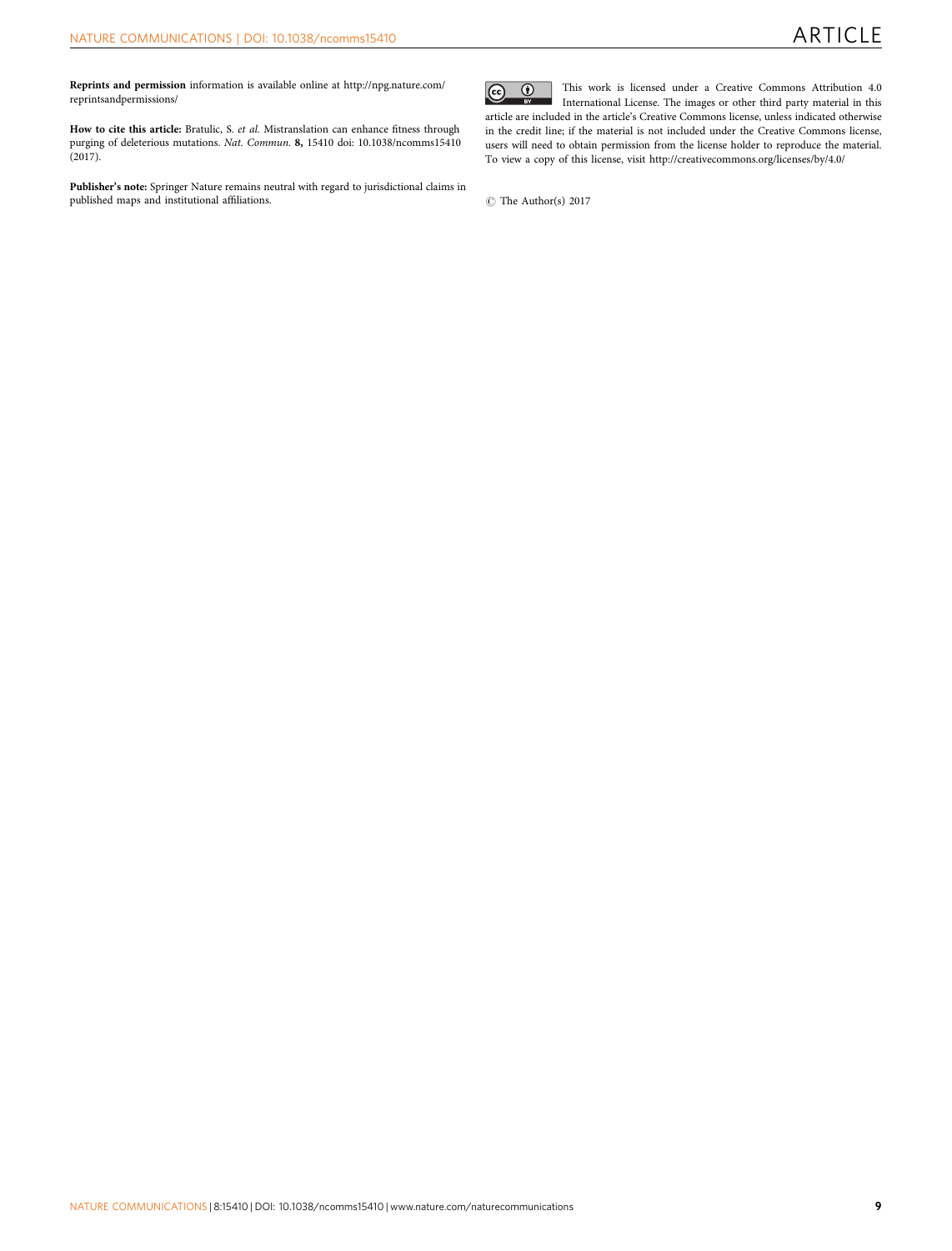**Reprints and permission** information is available online at http://npg.nature.com/reprintsandpermissions/

**How to cite this article:** Bratulic, S. *et al.* Mistranslation can enhance fitness through purging of deleterious mutations. *Nat. Commun.* **8,** 15410 doi: 10.1038/ncomms15410 (2017).

**Publisher's note:** Springer Nature remains neutral with regard to jurisdictional claims in published maps and institutional affiliations.

This work is licensed under a Creative Commons Attribution 4.0 International License. The images or other third party material in this article are included in the article's Creative Commons license, unless indicated otherwise in the credit line; if the material is not included under the Creative Commons license, users will need to obtain permission from the license holder to reproduce the material. To view a copy of this license, visit http://creativecommons.org/licenses/by/4.0/

© The Author(s) 2017